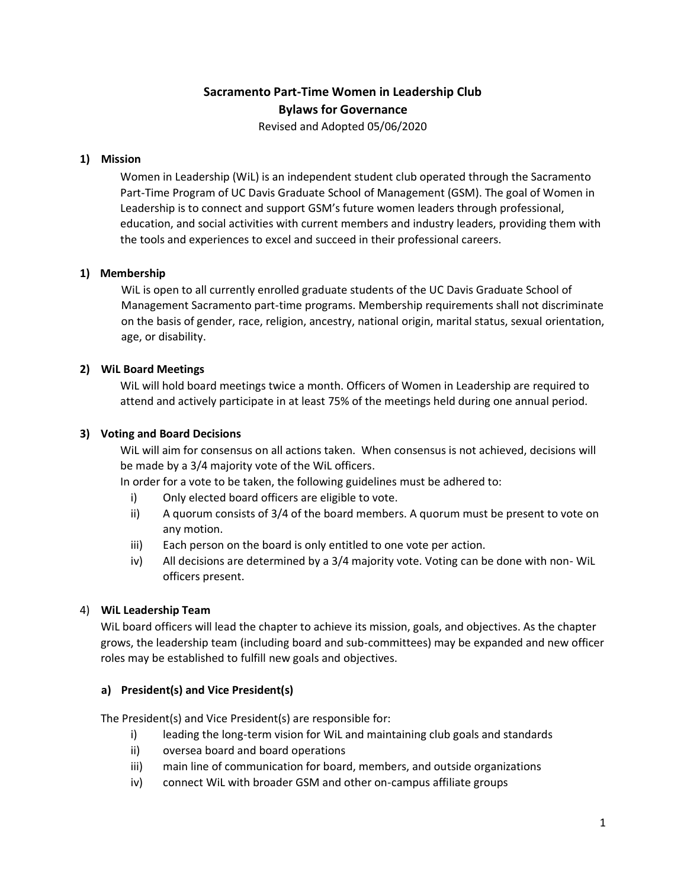# Sacramento Part-Time Women in Leadership Club
# Bylaws for Governance

Revised and Adopted 05/06/2020

## 1) Mission

Women in Leadership (WiL) is an independent student club operated through the Sacramento Part-Time Program of UC Davis Graduate School of Management (GSM). The goal of Women in Leadership is to connect and support GSM's future women leaders through professional, education, and social activities with current members and industry leaders, providing them with the tools and experiences to excel and succeed in their professional careers.

## 1) Membership

WiL is open to all currently enrolled graduate students of the UC Davis Graduate School of Management Sacramento part-time programs. Membership requirements shall not discriminate on the basis of gender, race, religion, ancestry, national origin, marital status, sexual orientation, age, or disability.

## 2) WiL Board Meetings

WiL will hold board meetings twice a month. Officers of Women in Leadership are required to attend and actively participate in at least 75% of the meetings held during one annual period.

## 3) Voting and Board Decisions

WiL will aim for consensus on all actions taken. When consensus is not achieved, decisions will be made by a 3/4 majority vote of the WiL officers.

In order for a vote to be taken, the following guidelines must be adhered to:

- i) Only elected board officers are eligible to vote.
- ii) A quorum consists of 3/4 of the board members. A quorum must be present to vote on any motion.
- iii) Each person on the board is only entitled to one vote per action.
- iv) All decisions are determined by a 3/4 majority vote. Voting can be done with non- WiL officers present.

## 4) WiL Leadership Team

WiL board officers will lead the chapter to achieve its mission, goals, and objectives. As the chapter grows, the leadership team (including board and sub-committees) may be expanded and new officer roles may be established to fulfill new goals and objectives.

### a) President(s) and Vice President(s)

The President(s) and Vice President(s) are responsible for:

- i) leading the long-term vision for WiL and maintaining club goals and standards
- ii) oversea board and board operations
- iii) main line of communication for board, members, and outside organizations
- iv) connect WiL with broader GSM and other on-campus affiliate groups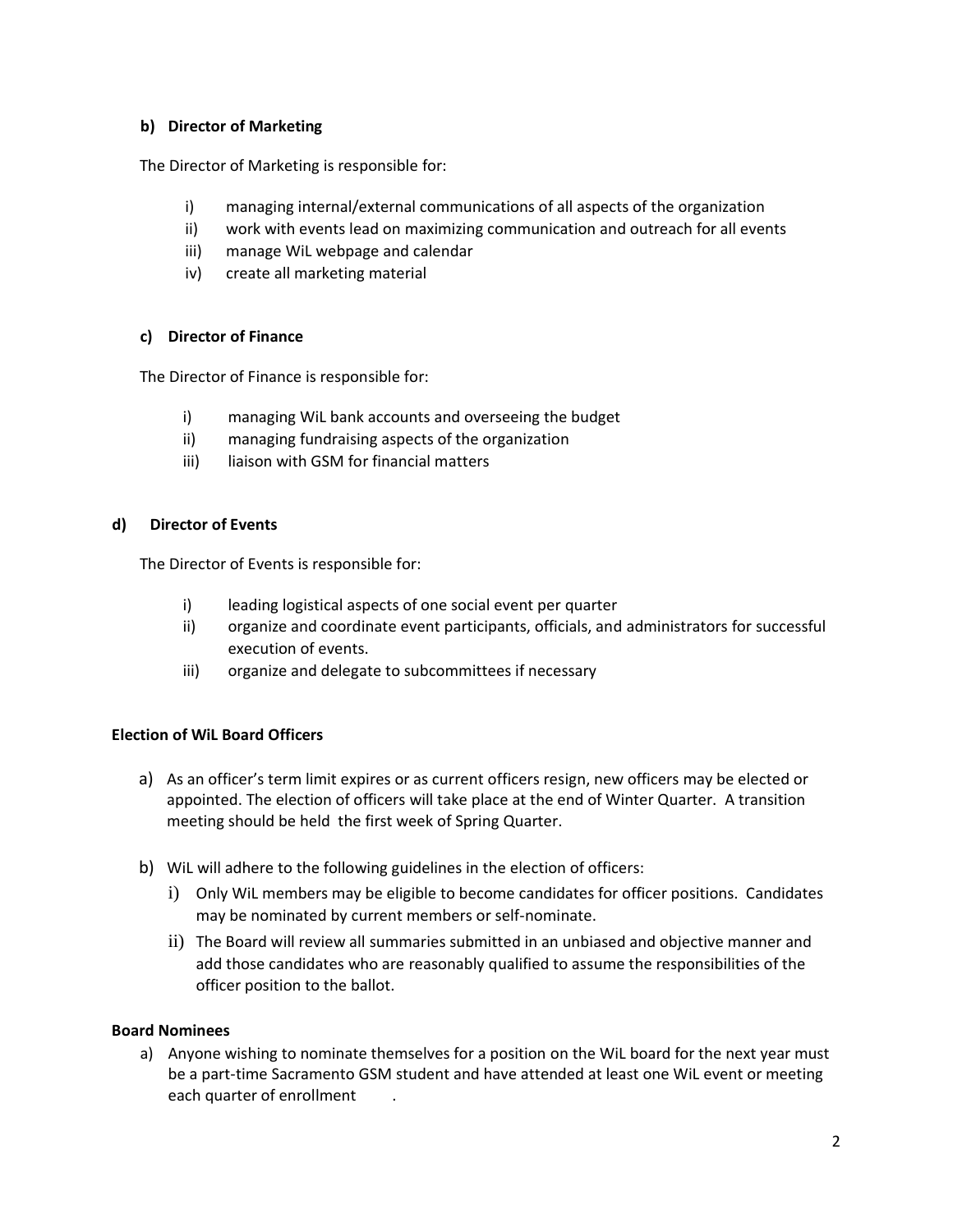**b) Director of Marketing**

The Director of Marketing is responsible for:

i) managing internal/external communications of all aspects of the organization
ii) work with events lead on maximizing communication and outreach for all events
iii) manage WiL webpage and calendar
iv) create all marketing material

**c) Director of Finance**

The Director of Finance is responsible for:

i) managing WiL bank accounts and overseeing the budget
ii) managing fundraising aspects of the organization
iii) liaison with GSM for financial matters

**d) Director of Events**

The Director of Events is responsible for:

i) leading logistical aspects of one social event per quarter
ii) organize and coordinate event participants, officials, and administrators for successful execution of events.
iii) organize and delegate to subcommittees if necessary

**Election of WiL Board Officers**

a) As an officer's term limit expires or as current officers resign, new officers may be elected or appointed. The election of officers will take place at the end of Winter Quarter. A transition meeting should be held the first week of Spring Quarter.

b) WiL will adhere to the following guidelines in the election of officers:
   i) Only WiL members may be eligible to become candidates for officer positions. Candidates may be nominated by current members or self-nominate.
   ii) The Board will review all summaries submitted in an unbiased and objective manner and add those candidates who are reasonably qualified to assume the responsibilities of the officer position to the ballot.

**Board Nominees**

a) Anyone wishing to nominate themselves for a position on the WiL board for the next year must be a part-time Sacramento GSM student and have attended at least one WiL event or meeting each quarter of enrollment .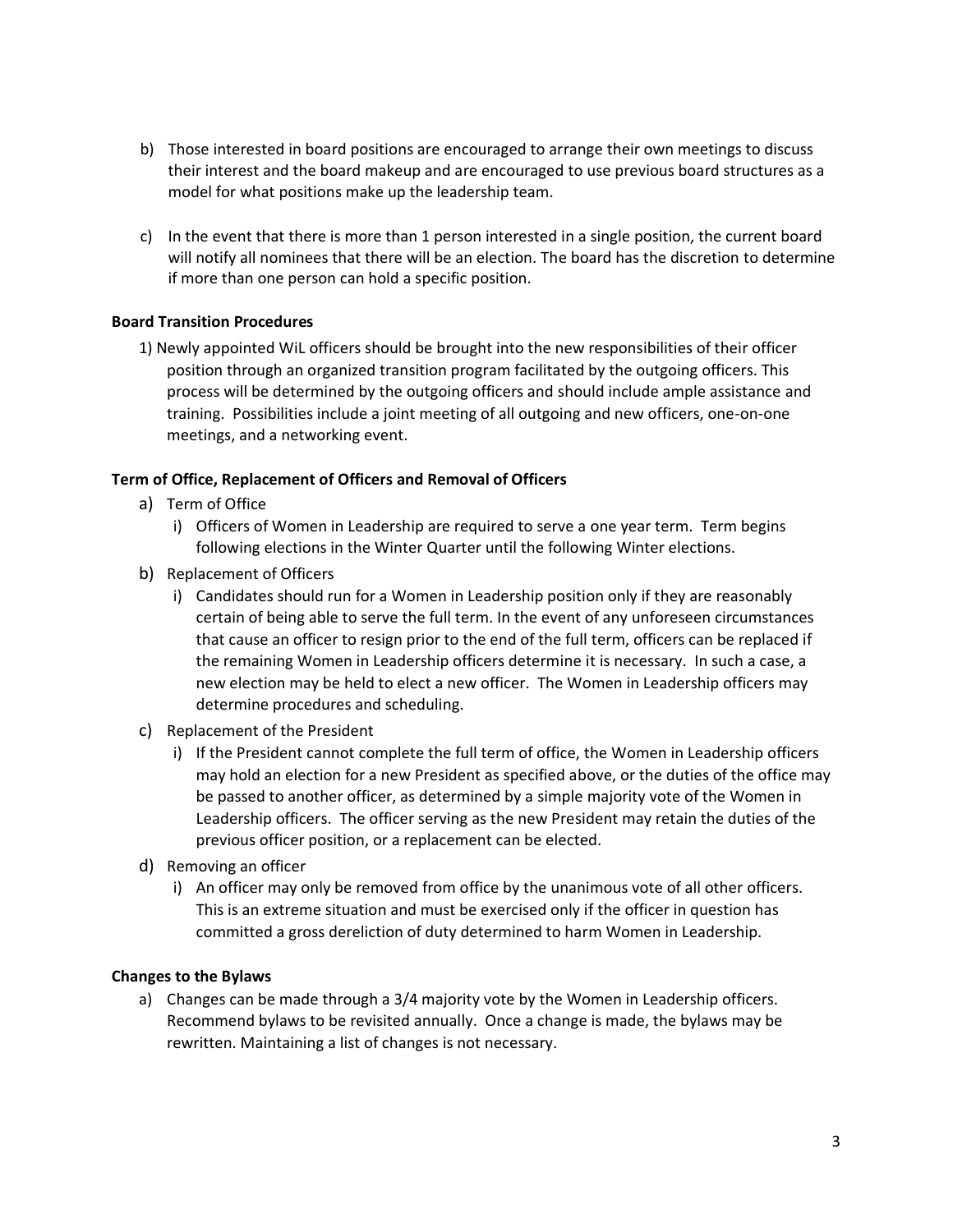b) Those interested in board positions are encouraged to arrange their own meetings to discuss their interest and the board makeup and are encouraged to use previous board structures as a model for what positions make up the leadership team.

c) In the event that there is more than 1 person interested in a single position, the current board will notify all nominees that there will be an election. The board has the discretion to determine if more than one person can hold a specific position.

**Board Transition Procedures**

1) Newly appointed WiL officers should be brought into the new responsibilities of their officer position through an organized transition program facilitated by the outgoing officers. This process will be determined by the outgoing officers and should include ample assistance and training. Possibilities include a joint meeting of all outgoing and new officers, one-on-one meetings, and a networking event.

**Term of Office, Replacement of Officers and Removal of Officers**

a) Term of Office
   i) Officers of Women in Leadership are required to serve a one year term. Term begins following elections in the Winter Quarter until the following Winter elections.

b) Replacement of Officers
   i) Candidates should run for a Women in Leadership position only if they are reasonably certain of being able to serve the full term. In the event of any unforeseen circumstances that cause an officer to resign prior to the end of the full term, officers can be replaced if the remaining Women in Leadership officers determine it is necessary. In such a case, a new election may be held to elect a new officer. The Women in Leadership officers may determine procedures and scheduling.

c) Replacement of the President
   i) If the President cannot complete the full term of office, the Women in Leadership officers may hold an election for a new President as specified above, or the duties of the office may be passed to another officer, as determined by a simple majority vote of the Women in Leadership officers. The officer serving as the new President may retain the duties of the previous officer position, or a replacement can be elected.

d) Removing an officer
   i) An officer may only be removed from office by the unanimous vote of all other officers. This is an extreme situation and must be exercised only if the officer in question has committed a gross dereliction of duty determined to harm Women in Leadership.

**Changes to the Bylaws**

a) Changes can be made through a 3/4 majority vote by the Women in Leadership officers. Recommend bylaws to be revisited annually. Once a change is made, the bylaws may be rewritten. Maintaining a list of changes is not necessary.